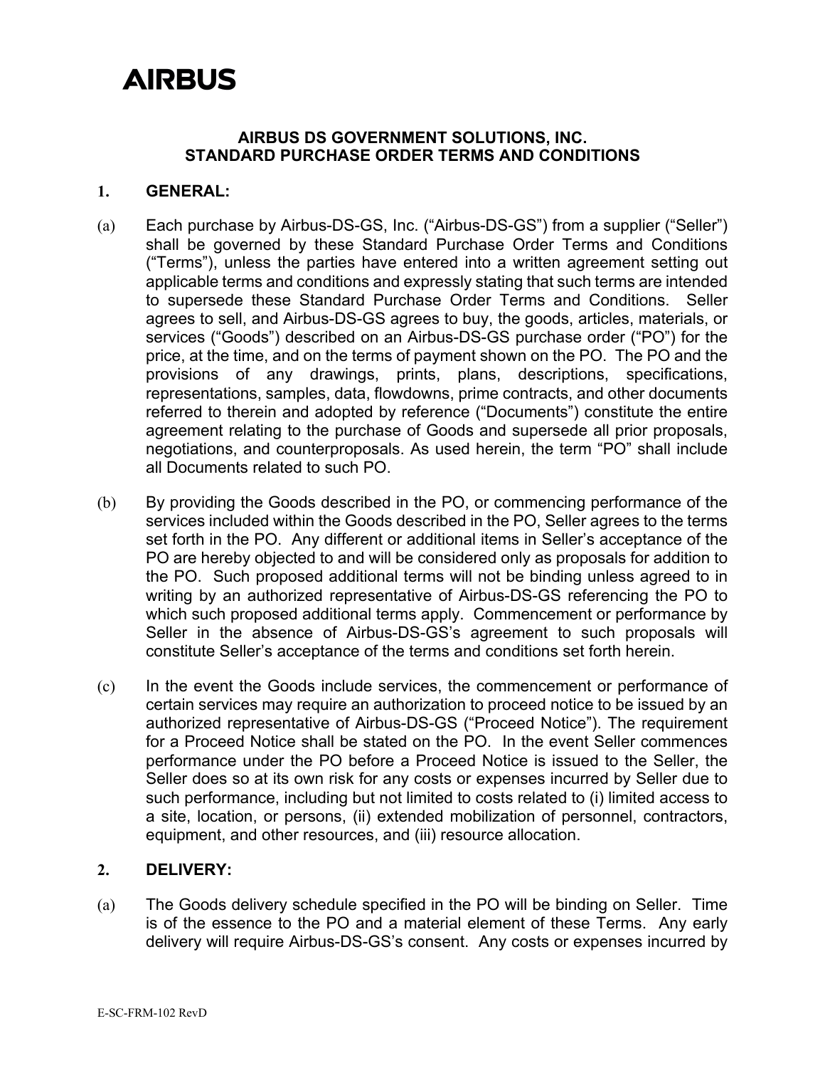AIRBUS

# AIRBUS DS GOVERNMENT SOLUTIONS, INC.
# STANDARD PURCHASE ORDER TERMS AND CONDITIONS

## 1. GENERAL:

(a) Each purchase by Airbus-DS-GS, Inc. ("Airbus-DS-GS") from a supplier ("Seller") shall be governed by these Standard Purchase Order Terms and Conditions ("Terms"), unless the parties have entered into a written agreement setting out applicable terms and conditions and expressly stating that such terms are intended to supersede these Standard Purchase Order Terms and Conditions. Seller agrees to sell, and Airbus-DS-GS agrees to buy, the goods, articles, materials, or services ("Goods") described on an Airbus-DS-GS purchase order ("PO") for the price, at the time, and on the terms of payment shown on the PO. The PO and the provisions of any drawings, prints, plans, descriptions, specifications, representations, samples, data, flowdowns, prime contracts, and other documents referred to therein and adopted by reference ("Documents") constitute the entire agreement relating to the purchase of Goods and supersede all prior proposals, negotiations, and counterproposals. As used herein, the term "PO" shall include all Documents related to such PO.

(b) By providing the Goods described in the PO, or commencing performance of the services included within the Goods described in the PO, Seller agrees to the terms set forth in the PO. Any different or additional items in Seller's acceptance of the PO are hereby objected to and will be considered only as proposals for addition to the PO. Such proposed additional terms will not be binding unless agreed to in writing by an authorized representative of Airbus-DS-GS referencing the PO to which such proposed additional terms apply. Commencement or performance by Seller in the absence of Airbus-DS-GS's agreement to such proposals will constitute Seller's acceptance of the terms and conditions set forth herein.

(c) In the event the Goods include services, the commencement or performance of certain services may require an authorization to proceed notice to be issued by an authorized representative of Airbus-DS-GS ("Proceed Notice"). The requirement for a Proceed Notice shall be stated on the PO. In the event Seller commences performance under the PO before a Proceed Notice is issued to the Seller, the Seller does so at its own risk for any costs or expenses incurred by Seller due to such performance, including but not limited to costs related to (i) limited access to a site, location, or persons, (ii) extended mobilization of personnel, contractors, equipment, and other resources, and (iii) resource allocation.

## 2. DELIVERY:

(a) The Goods delivery schedule specified in the PO will be binding on Seller. Time is of the essence to the PO and a material element of these Terms. Any early delivery will require Airbus-DS-GS's consent. Any costs or expenses incurred by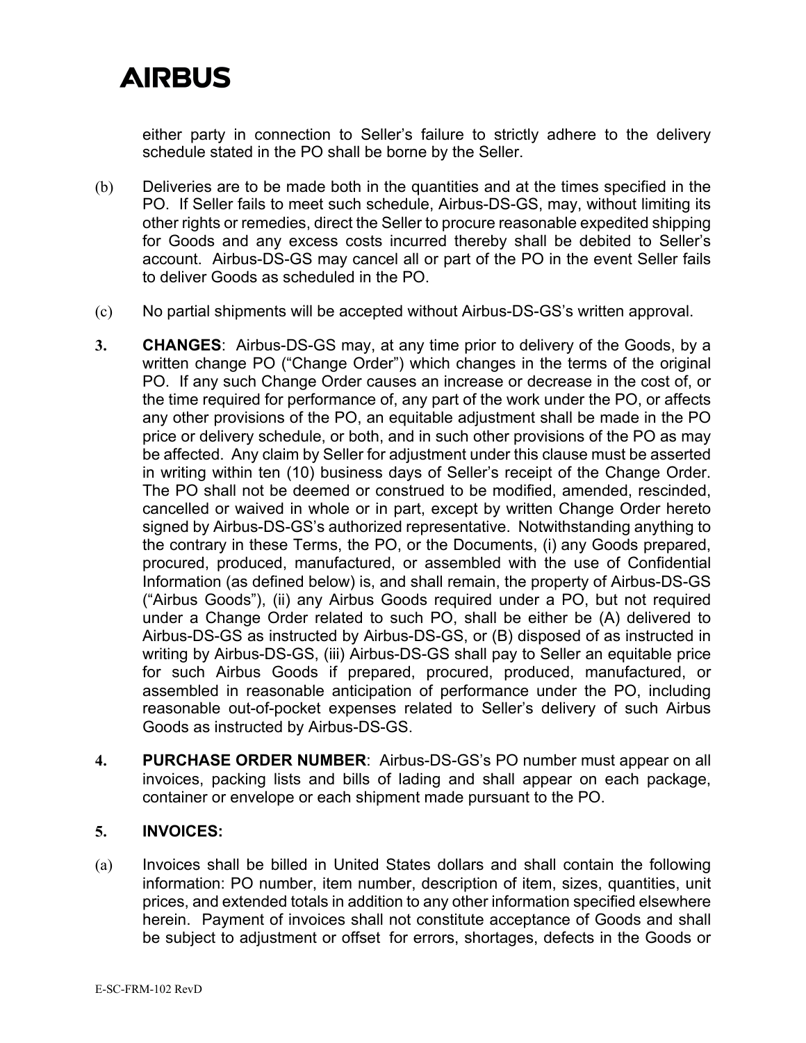either party in connection to Seller's failure to strictly adhere to the delivery schedule stated in the PO shall be borne by the Seller.

(b) Deliveries are to be made both in the quantities and at the times specified in the PO. If Seller fails to meet such schedule, Airbus-DS-GS, may, without limiting its other rights or remedies, direct the Seller to procure reasonable expedited shipping for Goods and any excess costs incurred thereby shall be debited to Seller's account. Airbus-DS-GS may cancel all or part of the PO in the event Seller fails to deliver Goods as scheduled in the PO.

(c) No partial shipments will be accepted without Airbus-DS-GS's written approval.

**3. CHANGES**: Airbus-DS-GS may, at any time prior to delivery of the Goods, by a written change PO ("Change Order") which changes in the terms of the original PO. If any such Change Order causes an increase or decrease in the cost of, or the time required for performance of, any part of the work under the PO, or affects any other provisions of the PO, an equitable adjustment shall be made in the PO price or delivery schedule, or both, and in such other provisions of the PO as may be affected. Any claim by Seller for adjustment under this clause must be asserted in writing within ten (10) business days of Seller's receipt of the Change Order. The PO shall not be deemed or construed to be modified, amended, rescinded, cancelled or waived in whole or in part, except by written Change Order hereto signed by Airbus-DS-GS's authorized representative. Notwithstanding anything to the contrary in these Terms, the PO, or the Documents, (i) any Goods prepared, procured, produced, manufactured, or assembled with the use of Confidential Information (as defined below) is, and shall remain, the property of Airbus-DS-GS ("Airbus Goods"), (ii) any Airbus Goods required under a PO, but not required under a Change Order related to such PO, shall be either be (A) delivered to Airbus-DS-GS as instructed by Airbus-DS-GS, or (B) disposed of as instructed in writing by Airbus-DS-GS, (iii) Airbus-DS-GS shall pay to Seller an equitable price for such Airbus Goods if prepared, procured, produced, manufactured, or assembled in reasonable anticipation of performance under the PO, including reasonable out-of-pocket expenses related to Seller's delivery of such Airbus Goods as instructed by Airbus-DS-GS.

**4. PURCHASE ORDER NUMBER**: Airbus-DS-GS's PO number must appear on all invoices, packing lists and bills of lading and shall appear on each package, container or envelope or each shipment made pursuant to the PO.

**5. INVOICES:**

(a) Invoices shall be billed in United States dollars and shall contain the following information: PO number, item number, description of item, sizes, quantities, unit prices, and extended totals in addition to any other information specified elsewhere herein. Payment of invoices shall not constitute acceptance of Goods and shall be subject to adjustment or offset for errors, shortages, defects in the Goods or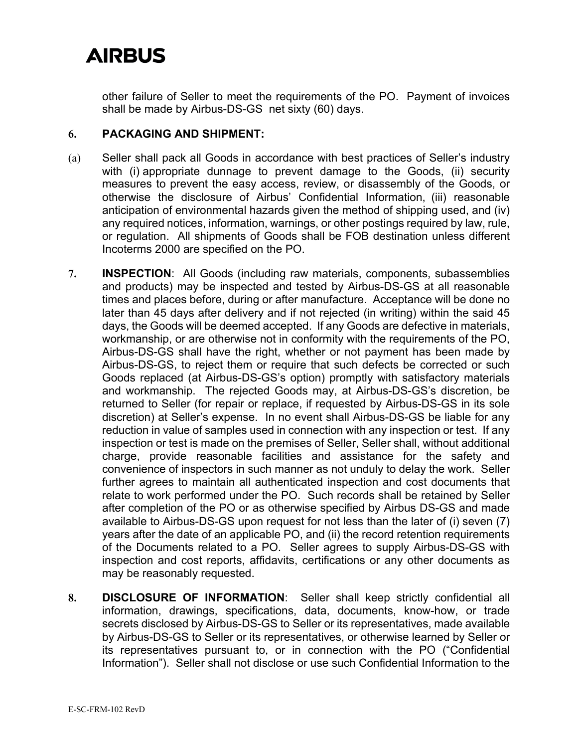other failure of Seller to meet the requirements of the PO. Payment of invoices shall be made by Airbus-DS-GS net sixty (60) days.

**6. PACKAGING AND SHIPMENT:**

(a) Seller shall pack all Goods in accordance with best practices of Seller's industry with (i) appropriate dunnage to prevent damage to the Goods, (ii) security measures to prevent the easy access, review, or disassembly of the Goods, or otherwise the disclosure of Airbus' Confidential Information, (iii) reasonable anticipation of environmental hazards given the method of shipping used, and (iv) any required notices, information, warnings, or other postings required by law, rule, or regulation. All shipments of Goods shall be FOB destination unless different Incoterms 2000 are specified on the PO.

**7. INSPECTION**: All Goods (including raw materials, components, subassemblies and products) may be inspected and tested by Airbus-DS-GS at all reasonable times and places before, during or after manufacture. Acceptance will be done no later than 45 days after delivery and if not rejected (in writing) within the said 45 days, the Goods will be deemed accepted. If any Goods are defective in materials, workmanship, or are otherwise not in conformity with the requirements of the PO, Airbus-DS-GS shall have the right, whether or not payment has been made by Airbus-DS-GS, to reject them or require that such defects be corrected or such Goods replaced (at Airbus-DS-GS's option) promptly with satisfactory materials and workmanship. The rejected Goods may, at Airbus-DS-GS's discretion, be returned to Seller (for repair or replace, if requested by Airbus-DS-GS in its sole discretion) at Seller's expense. In no event shall Airbus-DS-GS be liable for any reduction in value of samples used in connection with any inspection or test. If any inspection or test is made on the premises of Seller, Seller shall, without additional charge, provide reasonable facilities and assistance for the safety and convenience of inspectors in such manner as not unduly to delay the work. Seller further agrees to maintain all authenticated inspection and cost documents that relate to work performed under the PO. Such records shall be retained by Seller after completion of the PO or as otherwise specified by Airbus DS-GS and made available to Airbus-DS-GS upon request for not less than the later of (i) seven (7) years after the date of an applicable PO, and (ii) the record retention requirements of the Documents related to a PO. Seller agrees to supply Airbus-DS-GS with inspection and cost reports, affidavits, certifications or any other documents as may be reasonably requested.

**8. DISCLOSURE OF INFORMATION**: Seller shall keep strictly confidential all information, drawings, specifications, data, documents, know-how, or trade secrets disclosed by Airbus-DS-GS to Seller or its representatives, made available by Airbus-DS-GS to Seller or its representatives, or otherwise learned by Seller or its representatives pursuant to, or in connection with the PO ("Confidential Information"). Seller shall not disclose or use such Confidential Information to the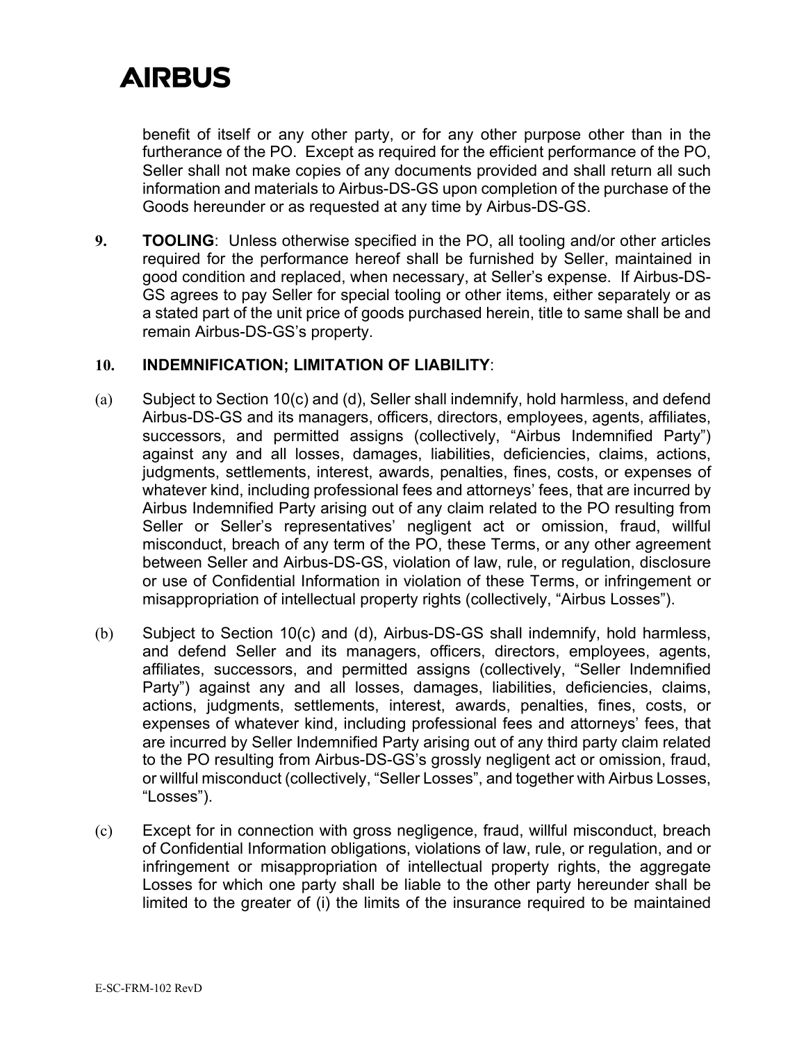benefit of itself or any other party, or for any other purpose other than in the furtherance of the PO. Except as required for the efficient performance of the PO, Seller shall not make copies of any documents provided and shall return all such information and materials to Airbus-DS-GS upon completion of the purchase of the Goods hereunder or as requested at any time by Airbus-DS-GS.

**9.** **TOOLING**: Unless otherwise specified in the PO, all tooling and/or other articles required for the performance hereof shall be furnished by Seller, maintained in good condition and replaced, when necessary, at Seller's expense. If Airbus-DS-GS agrees to pay Seller for special tooling or other items, either separately or as a stated part of the unit price of goods purchased herein, title to same shall be and remain Airbus-DS-GS's property.

**10.** **INDEMNIFICATION; LIMITATION OF LIABILITY**:

(a) Subject to Section 10(c) and (d), Seller shall indemnify, hold harmless, and defend Airbus-DS-GS and its managers, officers, directors, employees, agents, affiliates, successors, and permitted assigns (collectively, "Airbus Indemnified Party") against any and all losses, damages, liabilities, deficiencies, claims, actions, judgments, settlements, interest, awards, penalties, fines, costs, or expenses of whatever kind, including professional fees and attorneys' fees, that are incurred by Airbus Indemnified Party arising out of any claim related to the PO resulting from Seller or Seller's representatives' negligent act or omission, fraud, willful misconduct, breach of any term of the PO, these Terms, or any other agreement between Seller and Airbus-DS-GS, violation of law, rule, or regulation, disclosure or use of Confidential Information in violation of these Terms, or infringement or misappropriation of intellectual property rights (collectively, "Airbus Losses").

(b) Subject to Section 10(c) and (d), Airbus-DS-GS shall indemnify, hold harmless, and defend Seller and its managers, officers, directors, employees, agents, affiliates, successors, and permitted assigns (collectively, "Seller Indemnified Party") against any and all losses, damages, liabilities, deficiencies, claims, actions, judgments, settlements, interest, awards, penalties, fines, costs, or expenses of whatever kind, including professional fees and attorneys' fees, that are incurred by Seller Indemnified Party arising out of any third party claim related to the PO resulting from Airbus-DS-GS's grossly negligent act or omission, fraud, or willful misconduct (collectively, "Seller Losses", and together with Airbus Losses, "Losses").

(c) Except for in connection with gross negligence, fraud, willful misconduct, breach of Confidential Information obligations, violations of law, rule, or regulation, and or infringement or misappropriation of intellectual property rights, the aggregate Losses for which one party shall be liable to the other party hereunder shall be limited to the greater of (i) the limits of the insurance required to be maintained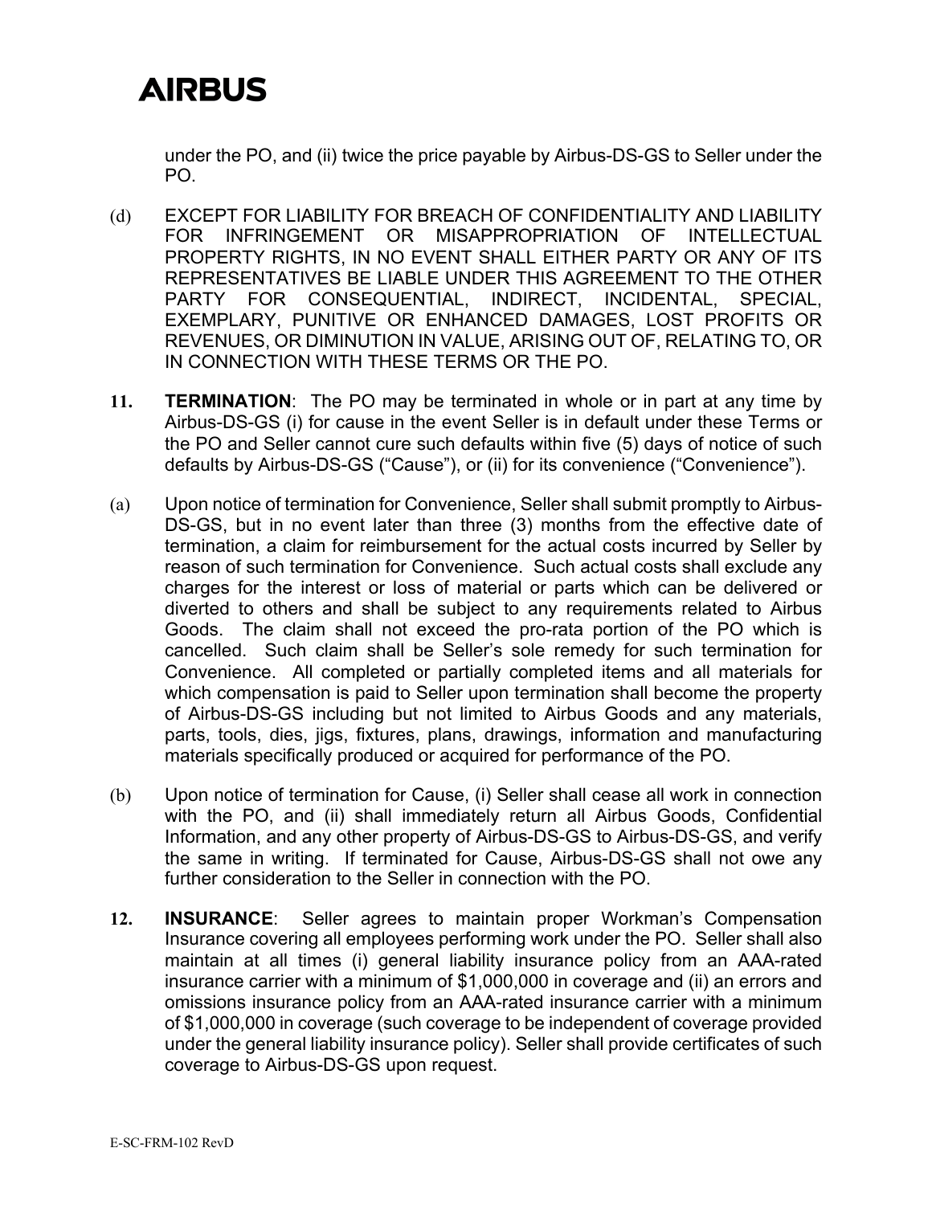under the PO, and (ii) twice the price payable by Airbus-DS-GS to Seller under the PO.

(d) EXCEPT FOR LIABILITY FOR BREACH OF CONFIDENTIALITY AND LIABILITY FOR INFRINGEMENT OR MISAPPROPRIATION OF INTELLECTUAL PROPERTY RIGHTS, IN NO EVENT SHALL EITHER PARTY OR ANY OF ITS REPRESENTATIVES BE LIABLE UNDER THIS AGREEMENT TO THE OTHER PARTY FOR CONSEQUENTIAL, INDIRECT, INCIDENTAL, SPECIAL, EXEMPLARY, PUNITIVE OR ENHANCED DAMAGES, LOST PROFITS OR REVENUES, OR DIMINUTION IN VALUE, ARISING OUT OF, RELATING TO, OR IN CONNECTION WITH THESE TERMS OR THE PO.

**11. TERMINATION**: The PO may be terminated in whole or in part at any time by Airbus-DS-GS (i) for cause in the event Seller is in default under these Terms or the PO and Seller cannot cure such defaults within five (5) days of notice of such defaults by Airbus-DS-GS ("Cause"), or (ii) for its convenience ("Convenience").

(a) Upon notice of termination for Convenience, Seller shall submit promptly to Airbus-DS-GS, but in no event later than three (3) months from the effective date of termination, a claim for reimbursement for the actual costs incurred by Seller by reason of such termination for Convenience. Such actual costs shall exclude any charges for the interest or loss of material or parts which can be delivered or diverted to others and shall be subject to any requirements related to Airbus Goods. The claim shall not exceed the pro-rata portion of the PO which is cancelled. Such claim shall be Seller's sole remedy for such termination for Convenience. All completed or partially completed items and all materials for which compensation is paid to Seller upon termination shall become the property of Airbus-DS-GS including but not limited to Airbus Goods and any materials, parts, tools, dies, jigs, fixtures, plans, drawings, information and manufacturing materials specifically produced or acquired for performance of the PO.

(b) Upon notice of termination for Cause, (i) Seller shall cease all work in connection with the PO, and (ii) shall immediately return all Airbus Goods, Confidential Information, and any other property of Airbus-DS-GS to Airbus-DS-GS, and verify the same in writing. If terminated for Cause, Airbus-DS-GS shall not owe any further consideration to the Seller in connection with the PO.

**12. INSURANCE**: Seller agrees to maintain proper Workman's Compensation Insurance covering all employees performing work under the PO. Seller shall also maintain at all times (i) general liability insurance policy from an AAA-rated insurance carrier with a minimum of $1,000,000 in coverage and (ii) an errors and omissions insurance policy from an AAA-rated insurance carrier with a minimum of $1,000,000 in coverage (such coverage to be independent of coverage provided under the general liability insurance policy). Seller shall provide certificates of such coverage to Airbus-DS-GS upon request.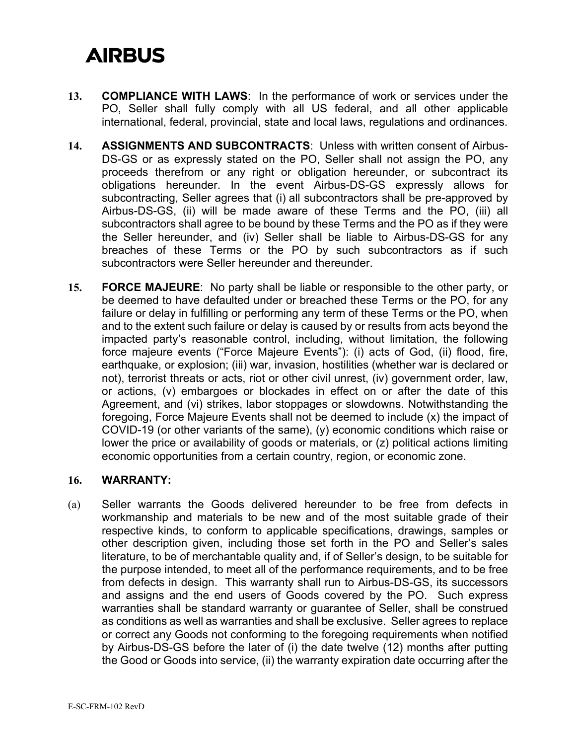**13. COMPLIANCE WITH LAWS**: In the performance of work or services under the PO, Seller shall fully comply with all US federal, and all other applicable international, federal, provincial, state and local laws, regulations and ordinances.

**14. ASSIGNMENTS AND SUBCONTRACTS**: Unless with written consent of Airbus-DS-GS or as expressly stated on the PO, Seller shall not assign the PO, any proceeds therefrom or any right or obligation hereunder, or subcontract its obligations hereunder. In the event Airbus-DS-GS expressly allows for subcontracting, Seller agrees that (i) all subcontractors shall be pre-approved by Airbus-DS-GS, (ii) will be made aware of these Terms and the PO, (iii) all subcontractors shall agree to be bound by these Terms and the PO as if they were the Seller hereunder, and (iv) Seller shall be liable to Airbus-DS-GS for any breaches of these Terms or the PO by such subcontractors as if such subcontractors were Seller hereunder and thereunder.

**15. FORCE MAJEURE**: No party shall be liable or responsible to the other party, or be deemed to have defaulted under or breached these Terms or the PO, for any failure or delay in fulfilling or performing any term of these Terms or the PO, when and to the extent such failure or delay is caused by or results from acts beyond the impacted party's reasonable control, including, without limitation, the following force majeure events ("Force Majeure Events"): (i) acts of God, (ii) flood, fire, earthquake, or explosion; (iii) war, invasion, hostilities (whether war is declared or not), terrorist threats or acts, riot or other civil unrest, (iv) government order, law, or actions, (v) embargoes or blockades in effect on or after the date of this Agreement, and (vi) strikes, labor stoppages or slowdowns. Notwithstanding the foregoing, Force Majeure Events shall not be deemed to include (x) the impact of COVID-19 (or other variants of the same), (y) economic conditions which raise or lower the price or availability of goods or materials, or (z) political actions limiting economic opportunities from a certain country, region, or economic zone.

**16. WARRANTY:**

(a) Seller warrants the Goods delivered hereunder to be free from defects in workmanship and materials to be new and of the most suitable grade of their respective kinds, to conform to applicable specifications, drawings, samples or other description given, including those set forth in the PO and Seller's sales literature, to be of merchantable quality and, if of Seller's design, to be suitable for the purpose intended, to meet all of the performance requirements, and to be free from defects in design. This warranty shall run to Airbus-DS-GS, its successors and assigns and the end users of Goods covered by the PO. Such express warranties shall be standard warranty or guarantee of Seller, shall be construed as conditions as well as warranties and shall be exclusive. Seller agrees to replace or correct any Goods not conforming to the foregoing requirements when notified by Airbus-DS-GS before the later of (i) the date twelve (12) months after putting the Good or Goods into service, (ii) the warranty expiration date occurring after the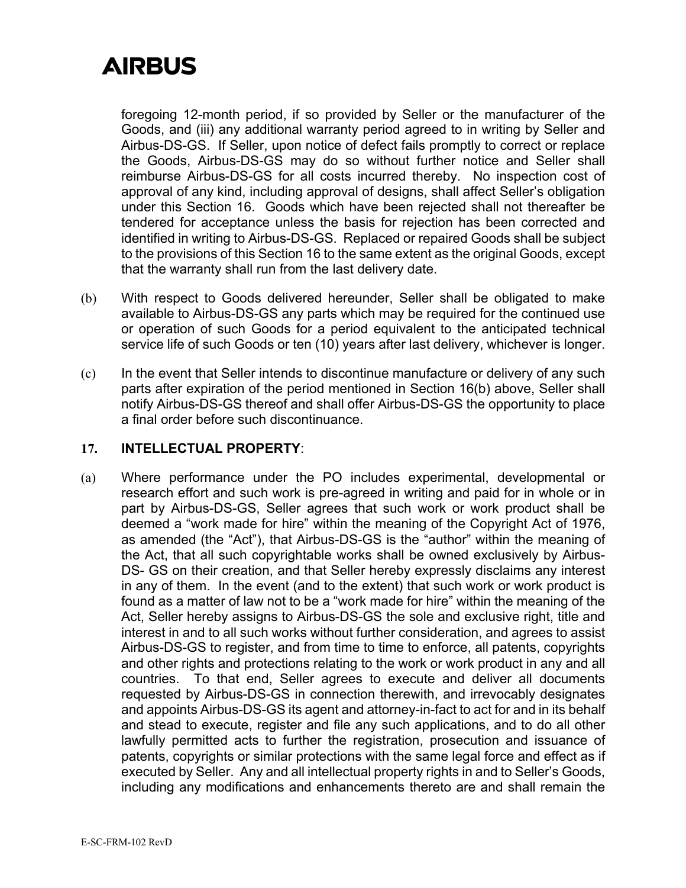foregoing 12-month period, if so provided by Seller or the manufacturer of the Goods, and (iii) any additional warranty period agreed to in writing by Seller and Airbus-DS-GS. If Seller, upon notice of defect fails promptly to correct or replace the Goods, Airbus-DS-GS may do so without further notice and Seller shall reimburse Airbus-DS-GS for all costs incurred thereby. No inspection cost of approval of any kind, including approval of designs, shall affect Seller's obligation under this Section 16. Goods which have been rejected shall not thereafter be tendered for acceptance unless the basis for rejection has been corrected and identified in writing to Airbus-DS-GS. Replaced or repaired Goods shall be subject to the provisions of this Section 16 to the same extent as the original Goods, except that the warranty shall run from the last delivery date.

(b) With respect to Goods delivered hereunder, Seller shall be obligated to make available to Airbus-DS-GS any parts which may be required for the continued use or operation of such Goods for a period equivalent to the anticipated technical service life of such Goods or ten (10) years after last delivery, whichever is longer.

(c) In the event that Seller intends to discontinue manufacture or delivery of any such parts after expiration of the period mentioned in Section 16(b) above, Seller shall notify Airbus-DS-GS thereof and shall offer Airbus-DS-GS the opportunity to place a final order before such discontinuance.

## 17. INTELLECTUAL PROPERTY:

(a) Where performance under the PO includes experimental, developmental or research effort and such work is pre-agreed in writing and paid for in whole or in part by Airbus-DS-GS, Seller agrees that such work or work product shall be deemed a "work made for hire" within the meaning of the Copyright Act of 1976, as amended (the "Act"), that Airbus-DS-GS is the "author" within the meaning of the Act, that all such copyrightable works shall be owned exclusively by Airbus-DS- GS on their creation, and that Seller hereby expressly disclaims any interest in any of them. In the event (and to the extent) that such work or work product is found as a matter of law not to be a "work made for hire" within the meaning of the Act, Seller hereby assigns to Airbus-DS-GS the sole and exclusive right, title and interest in and to all such works without further consideration, and agrees to assist Airbus-DS-GS to register, and from time to time to enforce, all patents, copyrights and other rights and protections relating to the work or work product in any and all countries. To that end, Seller agrees to execute and deliver all documents requested by Airbus-DS-GS in connection therewith, and irrevocably designates and appoints Airbus-DS-GS its agent and attorney-in-fact to act for and in its behalf and stead to execute, register and file any such applications, and to do all other lawfully permitted acts to further the registration, prosecution and issuance of patents, copyrights or similar protections with the same legal force and effect as if executed by Seller. Any and all intellectual property rights in and to Seller's Goods, including any modifications and enhancements thereto are and shall remain the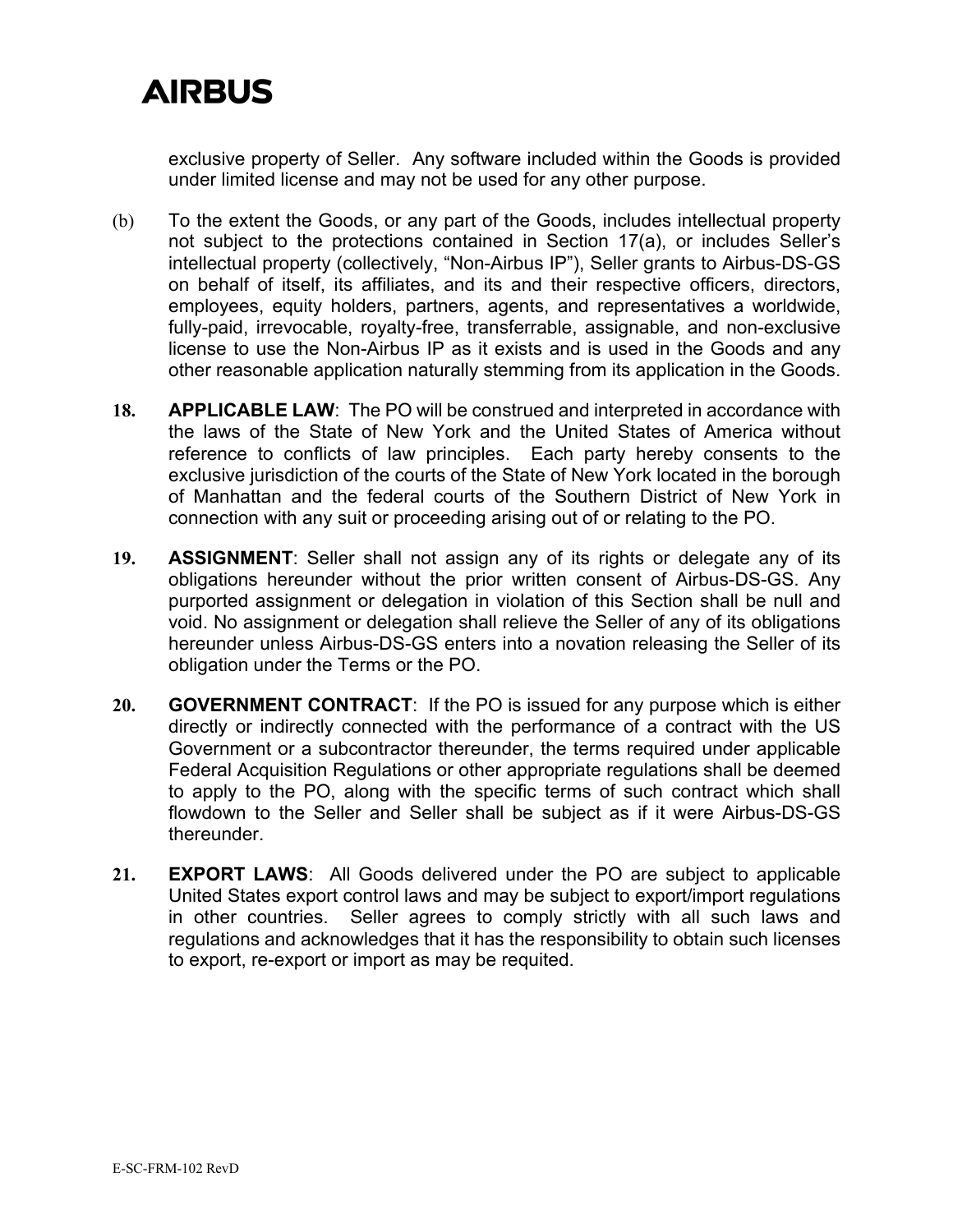exclusive property of Seller. Any software included within the Goods is provided under limited license and may not be used for any other purpose.

(b) To the extent the Goods, or any part of the Goods, includes intellectual property not subject to the protections contained in Section 17(a), or includes Seller's intellectual property (collectively, "Non-Airbus IP"), Seller grants to Airbus-DS-GS on behalf of itself, its affiliates, and its and their respective officers, directors, employees, equity holders, partners, agents, and representatives a worldwide, fully-paid, irrevocable, royalty-free, transferrable, assignable, and non-exclusive license to use the Non-Airbus IP as it exists and is used in the Goods and any other reasonable application naturally stemming from its application in the Goods.

**18. APPLICABLE LAW**: The PO will be construed and interpreted in accordance with the laws of the State of New York and the United States of America without reference to conflicts of law principles. Each party hereby consents to the exclusive jurisdiction of the courts of the State of New York located in the borough of Manhattan and the federal courts of the Southern District of New York in connection with any suit or proceeding arising out of or relating to the PO.

**19. ASSIGNMENT**: Seller shall not assign any of its rights or delegate any of its obligations hereunder without the prior written consent of Airbus-DS-GS. Any purported assignment or delegation in violation of this Section shall be null and void. No assignment or delegation shall relieve the Seller of any of its obligations hereunder unless Airbus-DS-GS enters into a novation releasing the Seller of its obligation under the Terms or the PO.

**20. GOVERNMENT CONTRACT**: If the PO is issued for any purpose which is either directly or indirectly connected with the performance of a contract with the US Government or a subcontractor thereunder, the terms required under applicable Federal Acquisition Regulations or other appropriate regulations shall be deemed to apply to the PO, along with the specific terms of such contract which shall flowdown to the Seller and Seller shall be subject as if it were Airbus-DS-GS thereunder.

**21. EXPORT LAWS**: All Goods delivered under the PO are subject to applicable United States export control laws and may be subject to export/import regulations in other countries. Seller agrees to comply strictly with all such laws and regulations and acknowledges that it has the responsibility to obtain such licenses to export, re-export or import as may be requited.